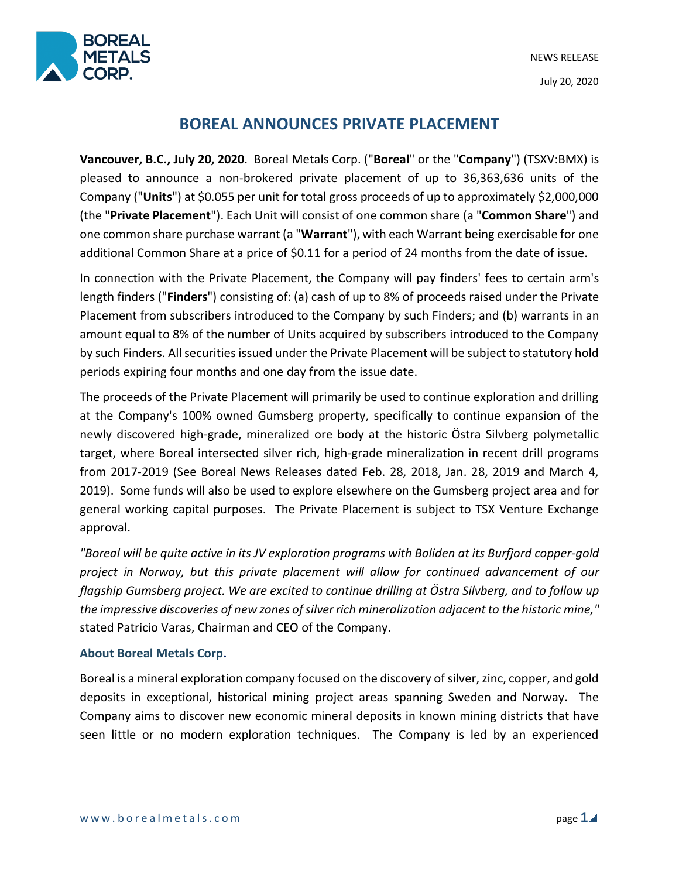NEWS RELEASE

July 20, 2020

# BOREAL ANNOUNCES PRIVATE PLACEMENT

**Vancouver, B.C., July 20, 2020**. Boreal Metals Corp. ("**Boreal**" or the "**Company**") (TSXV:BMX) is pleased to announce a non-brokered private placement of up to 36,363,636 units of the Company ("**Units**") at $0.055 per unit for total gross proceeds of up to approximately $2,000,000 (the "**Private Placement**"). Each Unit will consist of one common share (a "**Common Share**") and one common share purchase warrant (a "**Warrant**"), with each Warrant being exercisable for one additional Common Share at a price of $0.11 for a period of 24 months from the date of issue.

In connection with the Private Placement, the Company will pay finders' fees to certain arm's length finders ("**Finders**") consisting of: (a) cash of up to 8% of proceeds raised under the Private Placement from subscribers introduced to the Company by such Finders; and (b) warrants in an amount equal to 8% of the number of Units acquired by subscribers introduced to the Company by such Finders. All securities issued under the Private Placement will be subject to statutory hold periods expiring four months and one day from the issue date.

The proceeds of the Private Placement will primarily be used to continue exploration and drilling at the Company's 100% owned Gumsberg property, specifically to continue expansion of the newly discovered high-grade, mineralized ore body at the historic Östra Silvberg polymetallic target, where Boreal intersected silver rich, high-grade mineralization in recent drill programs from 2017-2019 (See Boreal News Releases dated Feb. 28, 2018, Jan. 28, 2019 and March 4, 2019). Some funds will also be used to explore elsewhere on the Gumsberg project area and for general working capital purposes. The Private Placement is subject to TSX Venture Exchange approval.

*"Boreal will be quite active in its JV exploration programs with Boliden at its Burfjord copper-gold project in Norway, but this private placement will allow for continued advancement of our flagship Gumsberg project. We are excited to continue drilling at Östra Silvberg, and to follow up the impressive discoveries of new zones of silver rich mineralization adjacent to the historic mine,"* stated Patricio Varas, Chairman and CEO of the Company.

### About Boreal Metals Corp.

Boreal is a mineral exploration company focused on the discovery of silver, zinc, copper, and gold deposits in exceptional, historical mining project areas spanning Sweden and Norway. The Company aims to discover new economic mineral deposits in known mining districts that have seen little or no modern exploration techniques. The Company is led by an experienced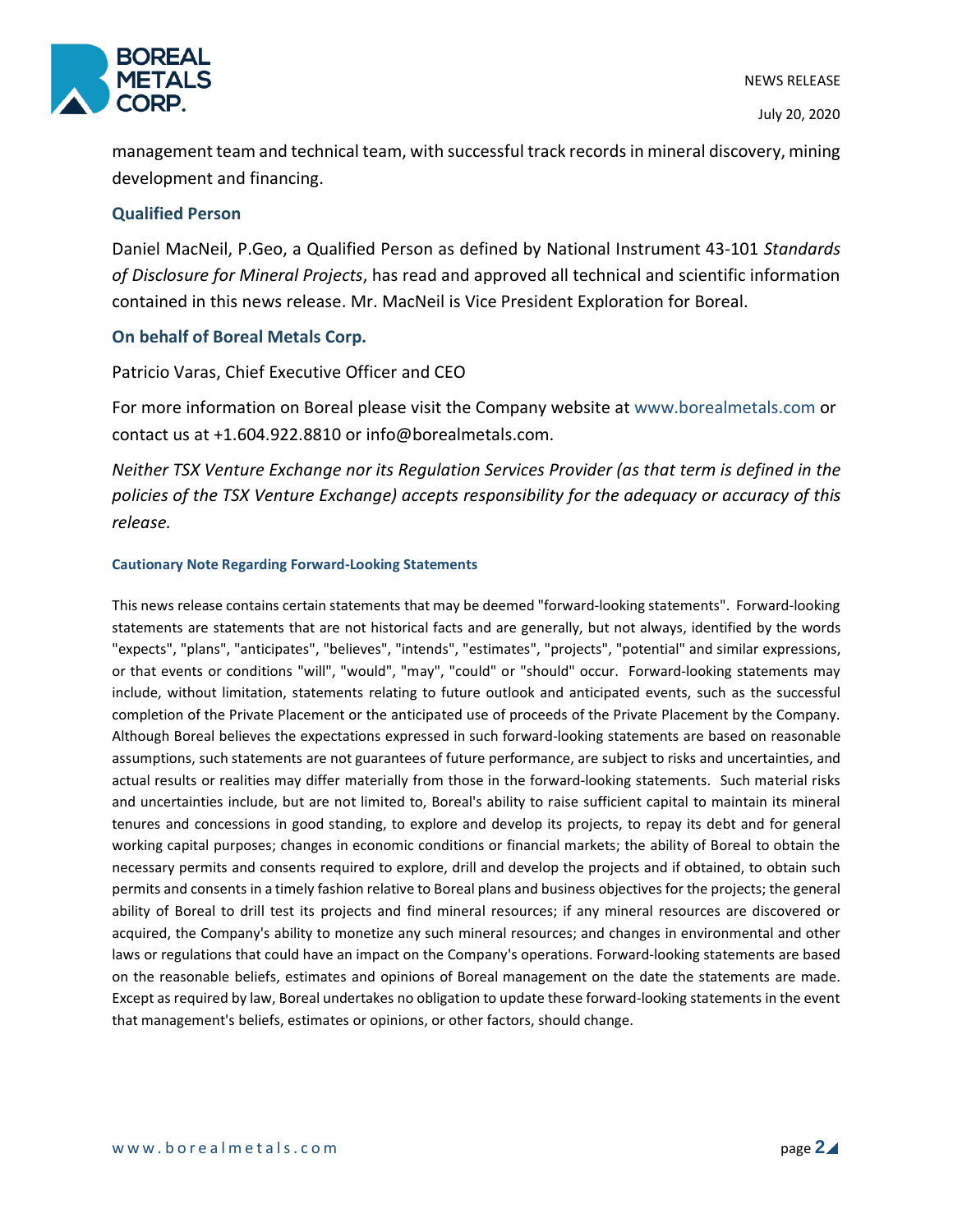management team and technical team, with successful track records in mineral discovery, mining development and financing.

## Qualified Person

Daniel MacNeil, P.Geo, a Qualified Person as defined by National Instrument 43-101 *Standards of Disclosure for Mineral Projects*, has read and approved all technical and scientific information contained in this news release. Mr. MacNeil is Vice President Exploration for Boreal.

## On behalf of Boreal Metals Corp.

Patricio Varas, Chief Executive Officer and CEO

For more information on Boreal please visit the Company website at www.borealmetals.com or contact us at +1.604.922.8810 or info@borealmetals.com.

*Neither TSX Venture Exchange nor its Regulation Services Provider (as that term is defined in the policies of the TSX Venture Exchange) accepts responsibility for the adequacy or accuracy of this release.*

### Cautionary Note Regarding Forward-Looking Statements

This news release contains certain statements that may be deemed "forward-looking statements". Forward-looking statements are statements that are not historical facts and are generally, but not always, identified by the words "expects", "plans", "anticipates", "believes", "intends", "estimates", "projects", "potential" and similar expressions, or that events or conditions "will", "would", "may", "could" or "should" occur. Forward-looking statements may include, without limitation, statements relating to future outlook and anticipated events, such as the successful completion of the Private Placement or the anticipated use of proceeds of the Private Placement by the Company. Although Boreal believes the expectations expressed in such forward-looking statements are based on reasonable assumptions, such statements are not guarantees of future performance, are subject to risks and uncertainties, and actual results or realities may differ materially from those in the forward-looking statements. Such material risks and uncertainties include, but are not limited to, Boreal's ability to raise sufficient capital to maintain its mineral tenures and concessions in good standing, to explore and develop its projects, to repay its debt and for general working capital purposes; changes in economic conditions or financial markets; the ability of Boreal to obtain the necessary permits and consents required to explore, drill and develop the projects and if obtained, to obtain such permits and consents in a timely fashion relative to Boreal plans and business objectives for the projects; the general ability of Boreal to drill test its projects and find mineral resources; if any mineral resources are discovered or acquired, the Company's ability to monetize any such mineral resources; and changes in environmental and other laws or regulations that could have an impact on the Company's operations. Forward-looking statements are based on the reasonable beliefs, estimates and opinions of Boreal management on the date the statements are made. Except as required by law, Boreal undertakes no obligation to update these forward-looking statements in the event that management's beliefs, estimates or opinions, or other factors, should change.